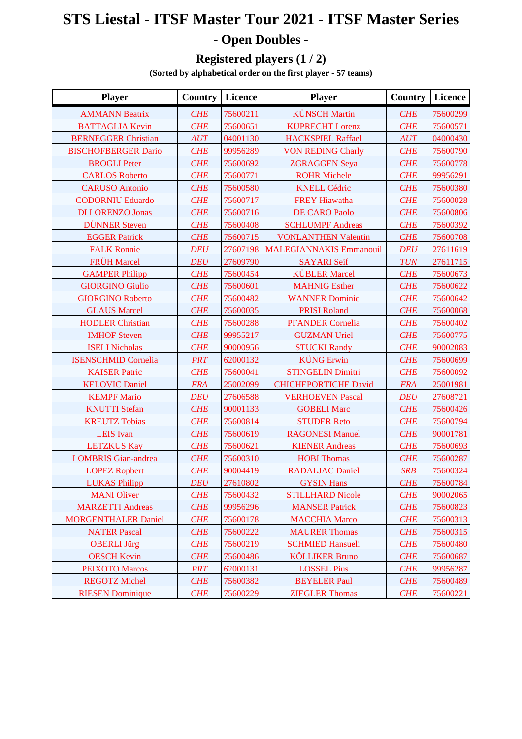# STS Liestal - ITSF Master Tour 2021 - ITSF Master Series

## - Open Doubles -

### Registered players (1 / 2)

**(Sorted by alphabetical order on the first player - 57 teams)**

| Player | Country | Licence | Player | Country | Licence |
|---|---|---|---|---|---|
| AMMANN Beatrix | CHE | 75600211 | KÜNSCH Martin | CHE | 75600299 |
| BATTAGLIA Kevin | CHE | 75600651 | KUPRECHT Lorenz | CHE | 75600571 |
| BERNEGGER Christian | AUT | 04001130 | HACKSPIEL Raffael | AUT | 04000430 |
| BISCHOFBERGER Dario | CHE | 99956289 | VON REDING Charly | CHE | 75600790 |
| BROGLI Peter | CHE | 75600692 | ZGRAGGEN Seya | CHE | 75600778 |
| CARLOS Roberto | CHE | 75600771 | ROHR Michele | CHE | 99956291 |
| CARUSO Antonio | CHE | 75600580 | KNELL Cédric | CHE | 75600380 |
| CODORNIU Eduardo | CHE | 75600717 | FREY Hiawatha | CHE | 75600028 |
| DI LORENZO Jonas | CHE | 75600716 | DE CARO Paolo | CHE | 75600806 |
| DÜNNER Steven | CHE | 75600408 | SCHLUMPF Andreas | CHE | 75600392 |
| EGGER Patrick | CHE | 75600715 | VONLANTHEN Valentin | CHE | 75600708 |
| FALK Ronnie | DEU | 27607198 | MALEGIANNAKIS Emmanouil | DEU | 27611619 |
| FRÜH Marcel | DEU | 27609790 | SAYARI Seif | TUN | 27611715 |
| GAMPER Philipp | CHE | 75600454 | KÜBLER Marcel | CHE | 75600673 |
| GIORGINO Giulio | CHE | 75600601 | MAHNIG Esther | CHE | 75600622 |
| GIORGINO Roberto | CHE | 75600482 | WANNER Dominic | CHE | 75600642 |
| GLAUS Marcel | CHE | 75600035 | PRISI Roland | CHE | 75600068 |
| HODLER Christian | CHE | 75600288 | PFANDER Cornelia | CHE | 75600402 |
| IMHOF Steven | CHE | 99955217 | GUZMAN Uriel | CHE | 75600775 |
| ISELI Nicholas | CHE | 90000956 | STUCKI Randy | CHE | 90002083 |
| ISENSCHMID Cornelia | PRT | 62000132 | KÜNG Erwin | CHE | 75600699 |
| KAISER Patric | CHE | 75600041 | STINGELIN Dimitri | CHE | 75600092 |
| KELOVIC Daniel | FRA | 25002099 | CHICHEPORTICHE David | FRA | 25001981 |
| KEMPF Mario | DEU | 27606588 | VERHOEVEN Pascal | DEU | 27608721 |
| KNUTTI Stefan | CHE | 90001133 | GOBELI Marc | CHE | 75600426 |
| KREUTZ Tobias | CHE | 75600814 | STUDER Reto | CHE | 75600794 |
| LEIS Ivan | CHE | 75600619 | RAGONESI Manuel | CHE | 90001781 |
| LETZKUS Kay | CHE | 75600621 | KIENER Andreas | CHE | 75600693 |
| LOMBRIS Gian-andrea | CHE | 75600310 | HOBI Thomas | CHE | 75600287 |
| LOPEZ Ropbert | CHE | 90004419 | RADALJAC Daniel | SRB | 75600324 |
| LUKAS Philipp | DEU | 27610802 | GYSIN Hans | CHE | 75600784 |
| MANI Oliver | CHE | 75600432 | STILLHARD Nicole | CHE | 90002065 |
| MARZETTI Andreas | CHE | 99956296 | MANSER Patrick | CHE | 75600823 |
| MORGENTHALER Daniel | CHE | 75600178 | MACCHIA Marco | CHE | 75600313 |
| NATER Pascal | CHE | 75600222 | MAURER Thomas | CHE | 75600315 |
| OBERLI Jürg | CHE | 75600219 | SCHMIED Hansueli | CHE | 75600480 |
| OESCH Kevin | CHE | 75600486 | KÖLLIKER Bruno | CHE | 75600687 |
| PEIXOTO Marcos | PRT | 62000131 | LOSSEL Pius | CHE | 99956287 |
| REGOTZ Michel | CHE | 75600382 | BEYELER Paul | CHE | 75600489 |
| RIESEN Dominique | CHE | 75600229 | ZIEGLER Thomas | CHE | 75600221 |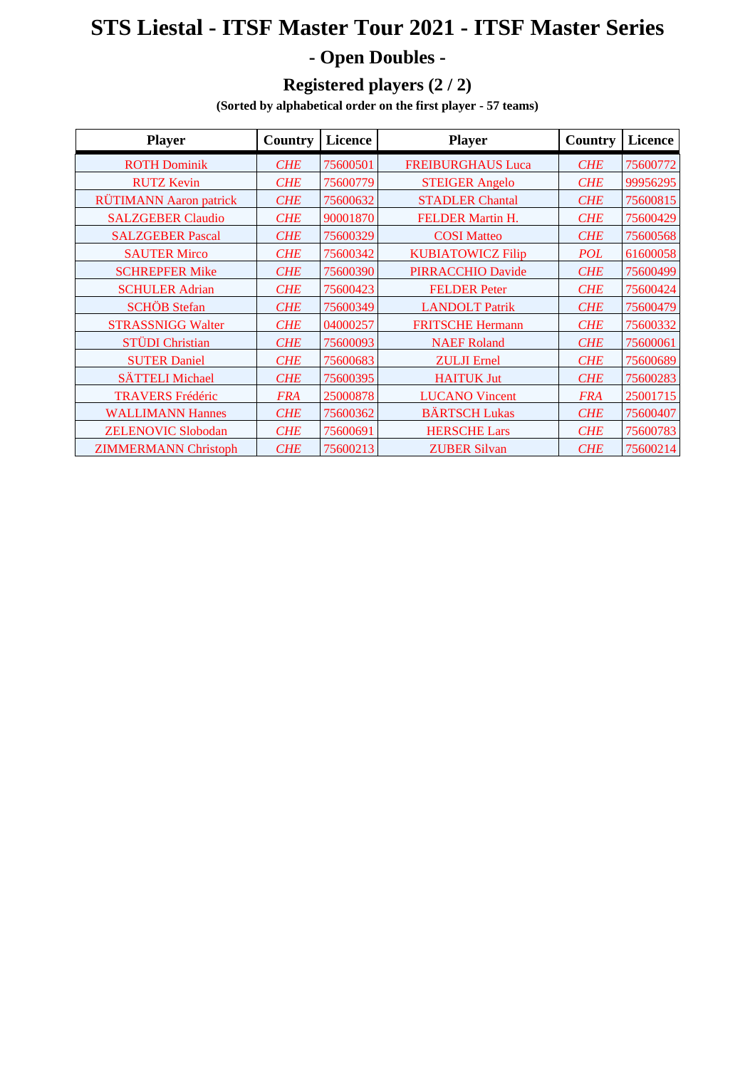# STS Liestal - ITSF Master Tour 2021 - ITSF Master Series

## - Open Doubles -

### Registered players (2 / 2)

**(Sorted by alphabetical order on the first player - 57 teams)**

| Player | Country | Licence | Player | Country | Licence |
|---|---|---|---|---|---|
| ROTH Dominik | *CHE* | 75600501 | FREIBURGHAUS Luca | *CHE* | 75600772 |
| RUTZ Kevin | *CHE* | 75600779 | STEIGER Angelo | *CHE* | 99956295 |
| RÜTIMANN Aaron patrick | *CHE* | 75600632 | STADLER Chantal | *CHE* | 75600815 |
| SALZGEBER Claudio | *CHE* | 90001870 | FELDER Martin H. | *CHE* | 75600429 |
| SALZGEBER Pascal | *CHE* | 75600329 | COSI Matteo | *CHE* | 75600568 |
| SAUTER Mirco | *CHE* | 75600342 | KUBIATOWICZ Filip | *POL* | 61600058 |
| SCHREPFER Mike | *CHE* | 75600390 | PIRRACCHIO Davide | *CHE* | 75600499 |
| SCHULER Adrian | *CHE* | 75600423 | FELDER Peter | *CHE* | 75600424 |
| SCHÖB Stefan | *CHE* | 75600349 | LANDOLT Patrik | *CHE* | 75600479 |
| STRASSNIGG Walter | *CHE* | 04000257 | FRITSCHE Hermann | *CHE* | 75600332 |
| STÜDI Christian | *CHE* | 75600093 | NAEF Roland | *CHE* | 75600061 |
| SUTER Daniel | *CHE* | 75600683 | ZULJI Ernel | *CHE* | 75600689 |
| SÄTTELI Michael | *CHE* | 75600395 | HAITUK Jut | *CHE* | 75600283 |
| TRAVERS Frédéric | *FRA* | 25000878 | LUCANO Vincent | *FRA* | 25001715 |
| WALLIMANN Hannes | *CHE* | 75600362 | BÄRTSCH Lukas | *CHE* | 75600407 |
| ZELENOVIC Slobodan | *CHE* | 75600691 | HERSCHE Lars | *CHE* | 75600783 |
| ZIMMERMANN Christoph | *CHE* | 75600213 | ZUBER Silvan | *CHE* | 75600214 |